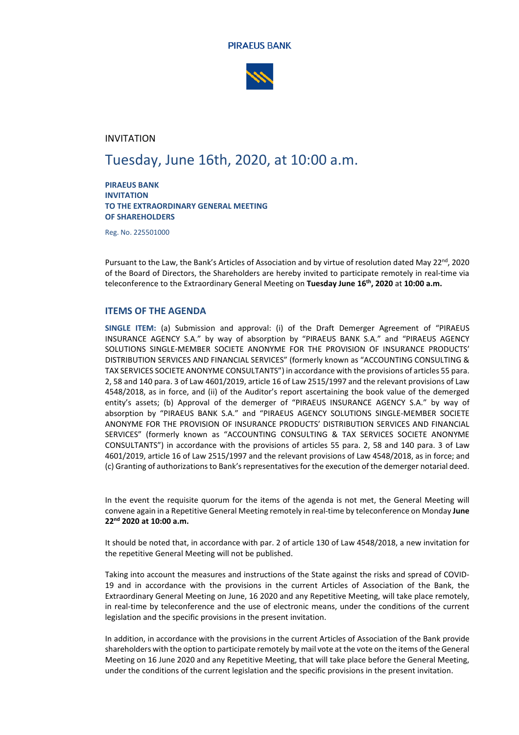PIRAEUS BANK

INVITATION

# Tuesday, June 16th, 2020, at 10:00 a.m.

**PIRAEUS BANK**
**INVITATION**
**TO THE EXTRAORDINARY GENERAL MEETING**
**OF SHAREHOLDERS**

Reg. No. 225501000

Pursuant to the Law, the Bank's Articles of Association and by virtue of resolution dated May 22nd, 2020 of the Board of Directors, the Shareholders are hereby invited to participate remotely in real-time via teleconference to the Extraordinary General Meeting on **Tuesday June 16th, 2020** at **10:00 a.m.**

## ITEMS OF THE AGENDA

**SINGLE ITEM:** (a) Submission and approval: (i) of the Draft Demerger Agreement of "PIRAEUS INSURANCE AGENCY S.A." by way of absorption by "PIRAEUS BANK S.A." and "PIRAEUS AGENCY SOLUTIONS SINGLE-MEMBER SOCIETE ANONYME FOR THE PROVISION OF INSURANCE PRODUCTS' DISTRIBUTION SERVICES AND FINANCIAL SERVICES" (formerly known as "ACCOUNTING CONSULTING & TAX SERVICES SOCIETE ANONYME CONSULTANTS") in accordance with the provisions of articles 55 para. 2, 58 and 140 para. 3 of Law 4601/2019, article 16 of Law 2515/1997 and the relevant provisions of Law 4548/2018, as in force, and (ii) of the Auditor's report ascertaining the book value of the demerged entity's assets; (b) Approval of the demerger of "PIRAEUS INSURANCE AGENCY S.A." by way of absorption by "PIRAEUS BANK S.A." and "PIRAEUS AGENCY SOLUTIONS SINGLE-MEMBER SOCIETE ANONYME FOR THE PROVISION OF INSURANCE PRODUCTS' DISTRIBUTION SERVICES AND FINANCIAL SERVICES" (formerly known as "ACCOUNTING CONSULTING & TAX SERVICES SOCIETE ANONYME CONSULTANTS") in accordance with the provisions of articles 55 para. 2, 58 and 140 para. 3 of Law 4601/2019, article 16 of Law 2515/1997 and the relevant provisions of Law 4548/2018, as in force; and (c) Granting of authorizations to Bank's representatives for the execution of the demerger notarial deed.

In the event the requisite quorum for the items of the agenda is not met, the General Meeting will convene again in a Repetitive General Meeting remotely in real-time by teleconference on Monday **June 22nd 2020 at 10:00 a.m.**

It should be noted that, in accordance with par. 2 of article 130 of Law 4548/2018, a new invitation for the repetitive General Meeting will not be published.

Taking into account the measures and instructions of the State against the risks and spread of COVID-19 and in accordance with the provisions in the current Articles of Association of the Bank, the Extraordinary General Meeting on June, 16 2020 and any Repetitive Meeting, will take place remotely, in real-time by teleconference and the use of electronic means, under the conditions of the current legislation and the specific provisions in the present invitation.

In addition, in accordance with the provisions in the current Articles of Association of the Bank provide shareholders with the option to participate remotely by mail vote at the vote on the items of the General Meeting on 16 June 2020 and any Repetitive Meeting, that will take place before the General Meeting, under the conditions of the current legislation and the specific provisions in the present invitation.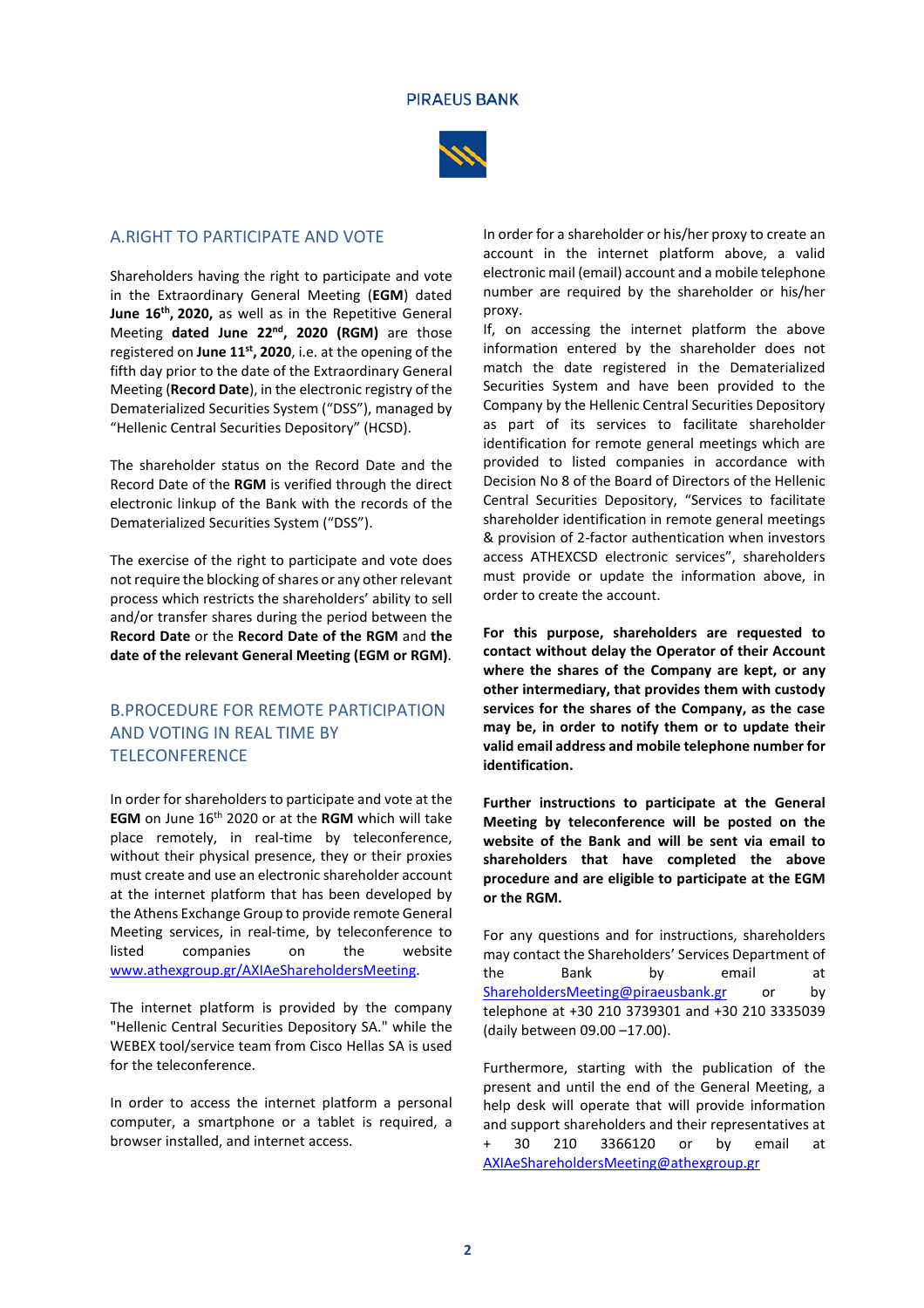## A.RIGHT TO PARTICIPATE AND VOTE

Shareholders having the right to participate and vote in the Extraordinary General Meeting (**EGM**) dated **June 16th, 2020,** as well as in the Repetitive General Meeting **dated June 22nd, 2020 (RGM)** are those registered on **June 11st, 2020**, i.e. at the opening of the fifth day prior to the date of the Extraordinary General Meeting (**Record Date**), in the electronic registry of the Dematerialized Securities System ("DSS"), managed by "Hellenic Central Securities Depository" (HCSD).

The shareholder status on the Record Date and the Record Date of the **RGM** is verified through the direct electronic linkup of the Bank with the records of the Dematerialized Securities System ("DSS").

The exercise of the right to participate and vote does not require the blocking of shares or any other relevant process which restricts the shareholders' ability to sell and/or transfer shares during the period between the **Record Date** or the **Record Date of the RGM** and **the date of the relevant General Meeting (EGM or RGM)**.

## B.PROCEDURE FOR REMOTE PARTICIPATION AND VOTING IN REAL TIME BY TELECONFERENCE

In order for shareholders to participate and vote at the **EGM** on June 16th 2020 or at the **RGM** which will take place remotely, in real-time by teleconference, without their physical presence, they or their proxies must create and use an electronic shareholder account at the internet platform that has been developed by the Athens Exchange Group to provide remote General Meeting services, in real-time, by teleconference to listed companies on the website www.athexgroup.gr/AXIAeShareholdersMeeting.

The internet platform is provided by the company "Hellenic Central Securities Depository SA." while the WEBEX tool/service team from Cisco Hellas SA is used for the teleconference.

In order to access the internet platform a personal computer, a smartphone or a tablet is required, a browser installed, and internet access.

In order for a shareholder or his/her proxy to create an account in the internet platform above, a valid electronic mail (email) account and a mobile telephone number are required by the shareholder or his/her proxy.

If, on accessing the internet platform the above information entered by the shareholder does not match the date registered in the Dematerialized Securities System and have been provided to the Company by the Hellenic Central Securities Depository as part of its services to facilitate shareholder identification for remote general meetings which are provided to listed companies in accordance with Decision No 8 of the Board of Directors of the Hellenic Central Securities Depository, "Services to facilitate shareholder identification in remote general meetings & provision of 2-factor authentication when investors access ATHEXCSD electronic services", shareholders must provide or update the information above, in order to create the account.

**For this purpose, shareholders are requested to contact without delay the Operator of their Account where the shares of the Company are kept, or any other intermediary, that provides them with custody services for the shares of the Company, as the case may be, in order to notify them or to update their valid email address and mobile telephone number for identification.**

**Further instructions to participate at the General Meeting by teleconference will be posted on the website of the Bank and will be sent via email to shareholders that have completed the above procedure and are eligible to participate at the EGM or the RGM.**

For any questions and for instructions, shareholders may contact the Shareholders' Services Department of the Bank by email at ShareholdersMeeting@piraeusbank.gr or by telephone at +30 210 3739301 and +30 210 3335039 (daily between 09.00 –17.00).

Furthermore, starting with the publication of the present and until the end of the General Meeting, a help desk will operate that will provide information and support shareholders and their representatives at + 30 210 3366120 or by email at AXIAeShareholdersMeeting@athexgroup.gr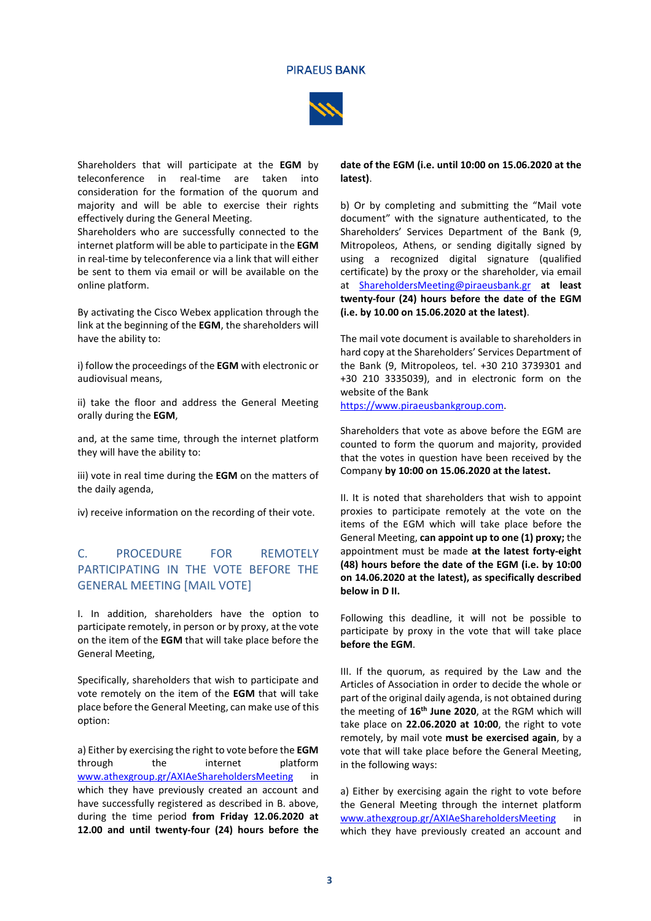Shareholders that will participate at the **EGM** by teleconference in real-time are taken into consideration for the formation of the quorum and majority and will be able to exercise their rights effectively during the General Meeting.
Shareholders who are successfully connected to the internet platform will be able to participate in the **EGM** in real-time by teleconference via a link that will either be sent to them via email or will be available on the online platform.

By activating the Cisco Webex application through the link at the beginning of the **EGM**, the shareholders will have the ability to:

i) follow the proceedings of the **EGM** with electronic or audiovisual means,

ii) take the floor and address the General Meeting orally during the **EGM**,

and, at the same time, through the internet platform they will have the ability to:

iii) vote in real time during the **EGM** on the matters of the daily agenda,

iv) receive information on the recording of their vote.

## C. PROCEDURE FOR REMOTELY PARTICIPATING IN THE VOTE BEFORE THE GENERAL MEETING [MAIL VOTE]

I. In addition, shareholders have the option to participate remotely, in person or by proxy, at the vote on the item of the **EGM** that will take place before the General Meeting,

Specifically, shareholders that wish to participate and vote remotely on the item of the **EGM** that will take place before the General Meeting, can make use of this option:

a) Either by exercising the right to vote before the **EGM** through the internet platform www.athexgroup.gr/AXIAeShareholdersMeeting in which they have previously created an account and have successfully registered as described in B. above, during the time period **from Friday 12.06.2020 at 12.00 and until twenty-four (24) hours before the date of the EGM (i.e. until 10:00 on 15.06.2020 at the latest)**.

b) Or by completing and submitting the "Mail vote document" with the signature authenticated, to the Shareholders' Services Department of the Bank (9, Mitropoleos, Athens, or sending digitally signed by using a recognized digital signature (qualified certificate) by the proxy or the shareholder, via email at ShareholdersMeeting@piraeusbank.gr **at least twenty-four (24) hours before the date of the EGM (i.e. by 10.00 on 15.06.2020 at the latest)**.

The mail vote document is available to shareholders in hard copy at the Shareholders' Services Department of the Bank (9, Mitropoleos, tel. +30 210 3739301 and +30 210 3335039), and in electronic form on the website of the Bank https://www.piraeusbankgroup.com.

Shareholders that vote as above before the EGM are counted to form the quorum and majority, provided that the votes in question have been received by the Company **by 10:00 on 15.06.2020 at the latest.**

II. It is noted that shareholders that wish to appoint proxies to participate remotely at the vote on the items of the EGM which will take place before the General Meeting, **can appoint up to one (1) proxy;** the appointment must be made **at the latest forty-eight (48) hours before the date of the EGM (i.e. by 10:00 on 14.06.2020 at the latest), as specifically described below in D II.**

Following this deadline, it will not be possible to participate by proxy in the vote that will take place **before the EGM**.

III. If the quorum, as required by the Law and the Articles of Association in order to decide the whole or part of the original daily agenda, is not obtained during the meeting of **16th June 2020**, at the RGM which will take place on **22.06.2020 at 10:00**, the right to vote remotely, by mail vote **must be exercised again**, by a vote that will take place before the General Meeting, in the following ways:

a) Either by exercising again the right to vote before the General Meeting through the internet platform www.athexgroup.gr/AXIAeShareholdersMeeting in which they have previously created an account and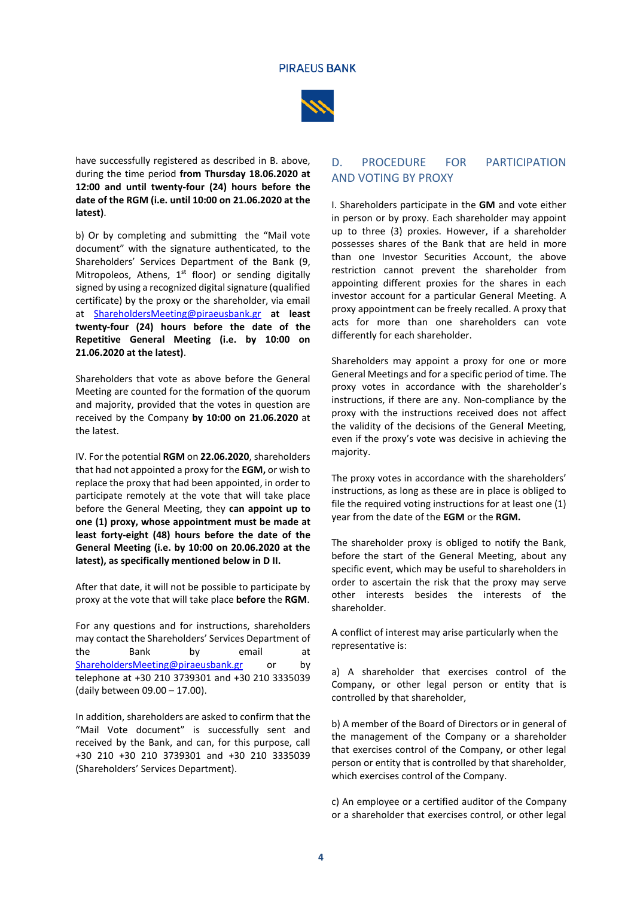have successfully registered as described in B. above, during the time period **from Thursday 18.06.2020 at 12:00 and until twenty-four (24) hours before the date of the RGM (i.e. until 10:00 on 21.06.2020 at the latest)**.

b) Or by completing and submitting the "Mail vote document" with the signature authenticated, to the Shareholders' Services Department of the Bank (9, Mitropoleos, Athens, 1st floor) or sending digitally signed by using a recognized digital signature (qualified certificate) by the proxy or the shareholder, via email at ShareholdersMeeting@piraeusbank.gr **at least twenty-four (24) hours before the date of the Repetitive General Meeting (i.e. by 10:00 on 21.06.2020 at the latest)**.

Shareholders that vote as above before the General Meeting are counted for the formation of the quorum and majority, provided that the votes in question are received by the Company **by 10:00 on 21.06.2020** at the latest.

IV. For the potential **RGM** on **22.06.2020**, shareholders that had not appointed a proxy for the **EGM,** or wish to replace the proxy that had been appointed, in order to participate remotely at the vote that will take place before the General Meeting, they **can appoint up to one (1) proxy, whose appointment must be made at least forty-eight (48) hours before the date of the General Meeting (i.e. by 10:00 on 20.06.2020 at the latest), as specifically mentioned below in D II.**

After that date, it will not be possible to participate by proxy at the vote that will take place **before** the **RGM**.

For any questions and for instructions, shareholders may contact the Shareholders' Services Department of the Bank by email at ShareholdersMeeting@piraeusbank.gr or by telephone at +30 210 3739301 and +30 210 3335039 (daily between 09.00 – 17.00).

In addition, shareholders are asked to confirm that the "Mail Vote document" is successfully sent and received by the Bank, and can, for this purpose, call +30 210 +30 210 3739301 and +30 210 3335039 (Shareholders' Services Department).

## D. PROCEDURE FOR PARTICIPATION AND VOTING BY PROXY

I. Shareholders participate in the **GM** and vote either in person or by proxy. Each shareholder may appoint up to three (3) proxies. However, if a shareholder possesses shares of the Bank that are held in more than one Investor Securities Account, the above restriction cannot prevent the shareholder from appointing different proxies for the shares in each investor account for a particular General Meeting. A proxy appointment can be freely recalled. A proxy that acts for more than one shareholders can vote differently for each shareholder.

Shareholders may appoint a proxy for one or more General Meetings and for a specific period of time. The proxy votes in accordance with the shareholder's instructions, if there are any. Non-compliance by the proxy with the instructions received does not affect the validity of the decisions of the General Meeting, even if the proxy's vote was decisive in achieving the majority.

The proxy votes in accordance with the shareholders' instructions, as long as these are in place is obliged to file the required voting instructions for at least one (1) year from the date of the **EGM** or the **RGM.**

The shareholder proxy is obliged to notify the Bank, before the start of the General Meeting, about any specific event, which may be useful to shareholders in order to ascertain the risk that the proxy may serve other interests besides the interests of the shareholder.

A conflict of interest may arise particularly when the representative is:

a) A shareholder that exercises control of the Company, or other legal person or entity that is controlled by that shareholder,

b) A member of the Board of Directors or in general of the management of the Company or a shareholder that exercises control of the Company, or other legal person or entity that is controlled by that shareholder, which exercises control of the Company.

c) An employee or a certified auditor of the Company or a shareholder that exercises control, or other legal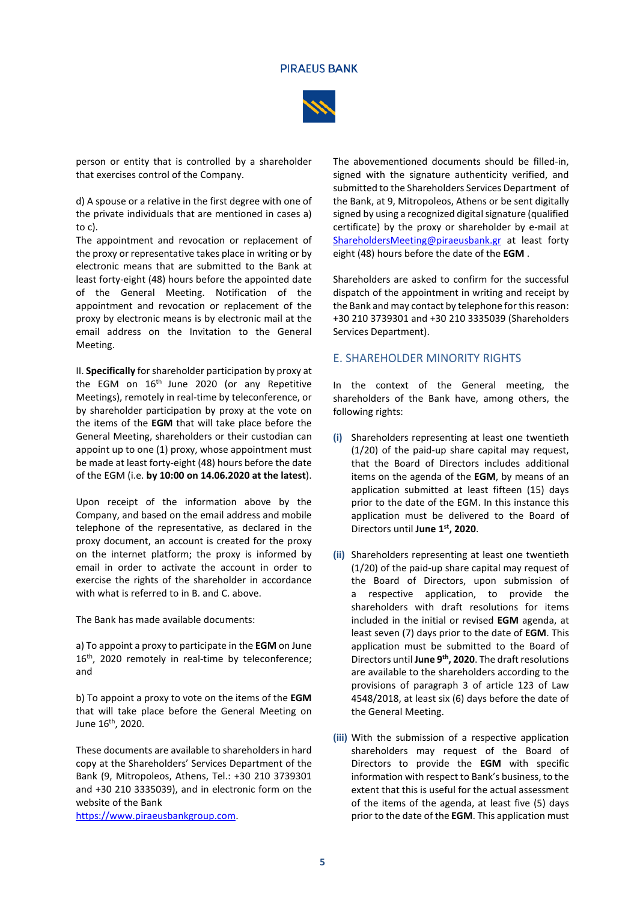person or entity that is controlled by a shareholder that exercises control of the Company.

d) A spouse or a relative in the first degree with one of the private individuals that are mentioned in cases a) to c).

The appointment and revocation or replacement of the proxy or representative takes place in writing or by electronic means that are submitted to the Bank at least forty-eight (48) hours before the appointed date of the General Meeting. Notification of the appointment and revocation or replacement of the proxy by electronic means is by electronic mail at the email address on the Invitation to the General Meeting.

II. **Specifically** for shareholder participation by proxy at the EGM on 16th June 2020 (or any Repetitive Meetings), remotely in real-time by teleconference, or by shareholder participation by proxy at the vote on the items of the **EGM** that will take place before the General Meeting, shareholders or their custodian can appoint up to one (1) proxy, whose appointment must be made at least forty-eight (48) hours before the date of the EGM (i.e. **by 10:00 on 14.06.2020 at the latest**).

Upon receipt of the information above by the Company, and based on the email address and mobile telephone of the representative, as declared in the proxy document, an account is created for the proxy on the internet platform; the proxy is informed by email in order to activate the account in order to exercise the rights of the shareholder in accordance with what is referred to in B. and C. above.

The Bank has made available documents:

a) To appoint a proxy to participate in the **EGM** on June 16th, 2020 remotely in real-time by teleconference; and

b) To appoint a proxy to vote on the items of the **EGM** that will take place before the General Meeting on June 16th, 2020.

These documents are available to shareholders in hard copy at the Shareholders' Services Department of the Bank (9, Mitropoleos, Athens, Tel.: +30 210 3739301 and +30 210 3335039), and in electronic form on the website of the Bank https://www.piraeusbankgroup.com.

The abovementioned documents should be filled-in, signed with the signature authenticity verified, and submitted to the Shareholders Services Department of the Bank, at 9, Mitropoleos, Athens or be sent digitally signed by using a recognized digital signature (qualified certificate) by the proxy or shareholder by e-mail at ShareholdersMeeting@piraeusbank.gr at least forty eight (48) hours before the date of the **EGM** .

Shareholders are asked to confirm for the successful dispatch of the appointment in writing and receipt by the Bank and may contact by telephone for this reason: +30 210 3739301 and +30 210 3335039 (Shareholders Services Department).

## E. SHAREHOLDER MINORITY RIGHTS

In the context of the General meeting, the shareholders of the Bank have, among others, the following rights:

**(i)** Shareholders representing at least one twentieth (1/20) of the paid-up share capital may request, that the Board of Directors includes additional items on the agenda of the **EGM**, by means of an application submitted at least fifteen (15) days prior to the date of the EGM. In this instance this application must be delivered to the Board of Directors until **June 1st, 2020**.

**(ii)** Shareholders representing at least one twentieth (1/20) of the paid-up share capital may request of the Board of Directors, upon submission of a respective application, to provide the shareholders with draft resolutions for items included in the initial or revised **EGM** agenda, at least seven (7) days prior to the date of **EGM**. This application must be submitted to the Board of Directors until **June 9th, 2020**. The draft resolutions are available to the shareholders according to the provisions of paragraph 3 of article 123 of Law 4548/2018, at least six (6) days before the date of the General Meeting.

**(iii)** With the submission of a respective application shareholders may request of the Board of Directors to provide the **EGM** with specific information with respect to Bank's business, to the extent that this is useful for the actual assessment of the items of the agenda, at least five (5) days prior to the date of the **EGM**. This application must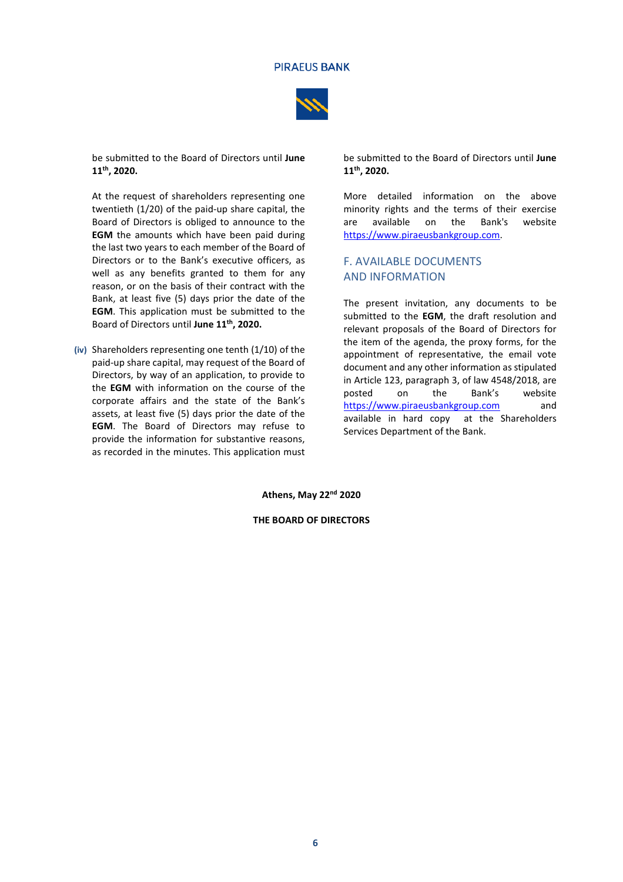be submitted to the Board of Directors until **June 11th, 2020.**

At the request of shareholders representing one twentieth (1/20) of the paid-up share capital, the Board of Directors is obliged to announce to the **EGM** the amounts which have been paid during the last two years to each member of the Board of Directors or to the Bank's executive officers, as well as any benefits granted to them for any reason, or on the basis of their contract with the Bank, at least five (5) days prior the date of the **EGM**. This application must be submitted to the Board of Directors until **June 11th, 2020.**

**(iv)** Shareholders representing one tenth (1/10) of the paid-up share capital, may request of the Board of Directors, by way of an application, to provide to the **EGM** with information on the course of the corporate affairs and the state of the Bank's assets, at least five (5) days prior the date of the **EGM**. The Board of Directors may refuse to provide the information for substantive reasons, as recorded in the minutes. This application must be submitted to the Board of Directors until **June 11th, 2020.**

More detailed information on the above minority rights and the terms of their exercise are available on the Bank's website https://www.piraeusbankgroup.com.

## F. AVAILABLE DOCUMENTS AND INFORMATION

The present invitation, any documents to be submitted to the **EGM**, the draft resolution and relevant proposals of the Board of Directors for the item of the agenda, the proxy forms, for the appointment of representative, the email vote document and any other information as stipulated in Article 123, paragraph 3, of law 4548/2018, are posted on the Bank's website https://www.piraeusbankgroup.com and available in hard copy at the Shareholders Services Department of the Bank.

**Athens, May 22nd 2020**

**THE BOARD OF DIRECTORS**